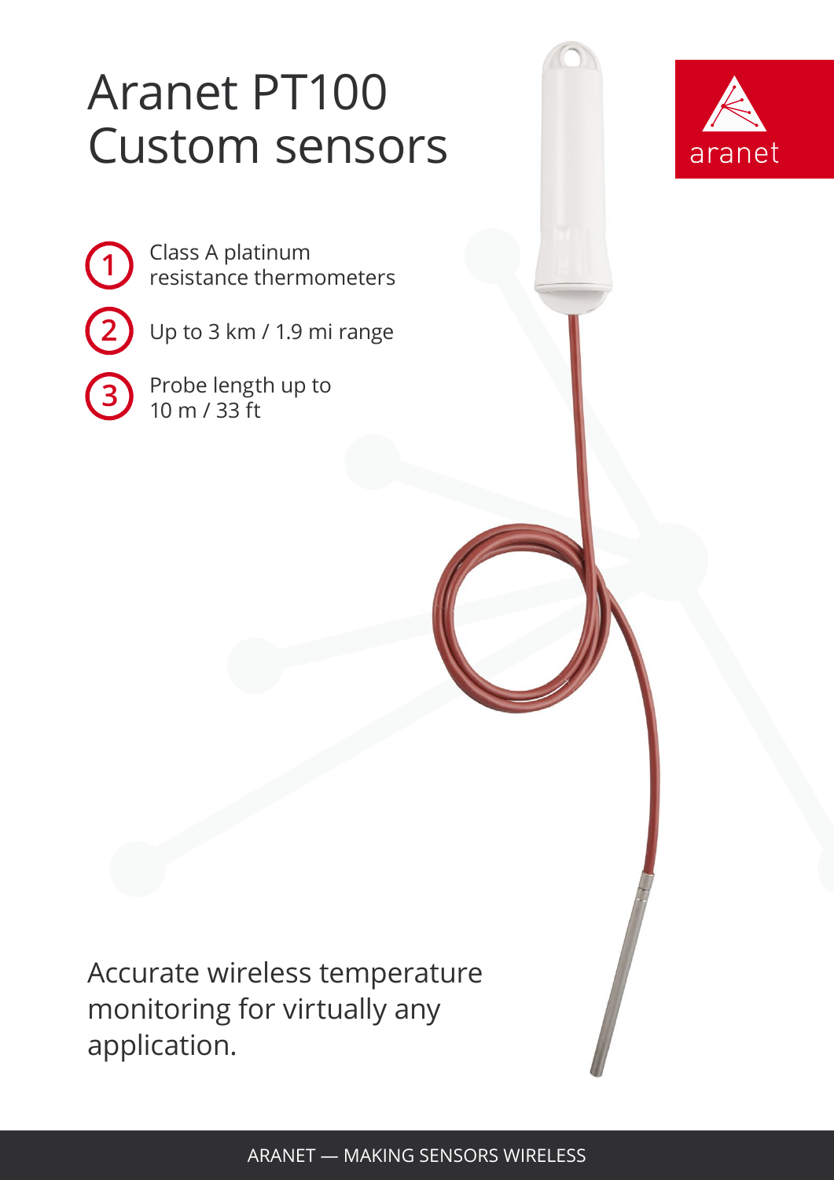# Aranet PT100 Custom sensors

aranet

1. Class A platinum resistance thermometers
2. Up to 3 km / 1.9 mi range
3. Probe length up to 10 m / 33 ft

Accurate wireless temperature monitoring for virtually any application.

ARANET — MAKING SENSORS WIRELESS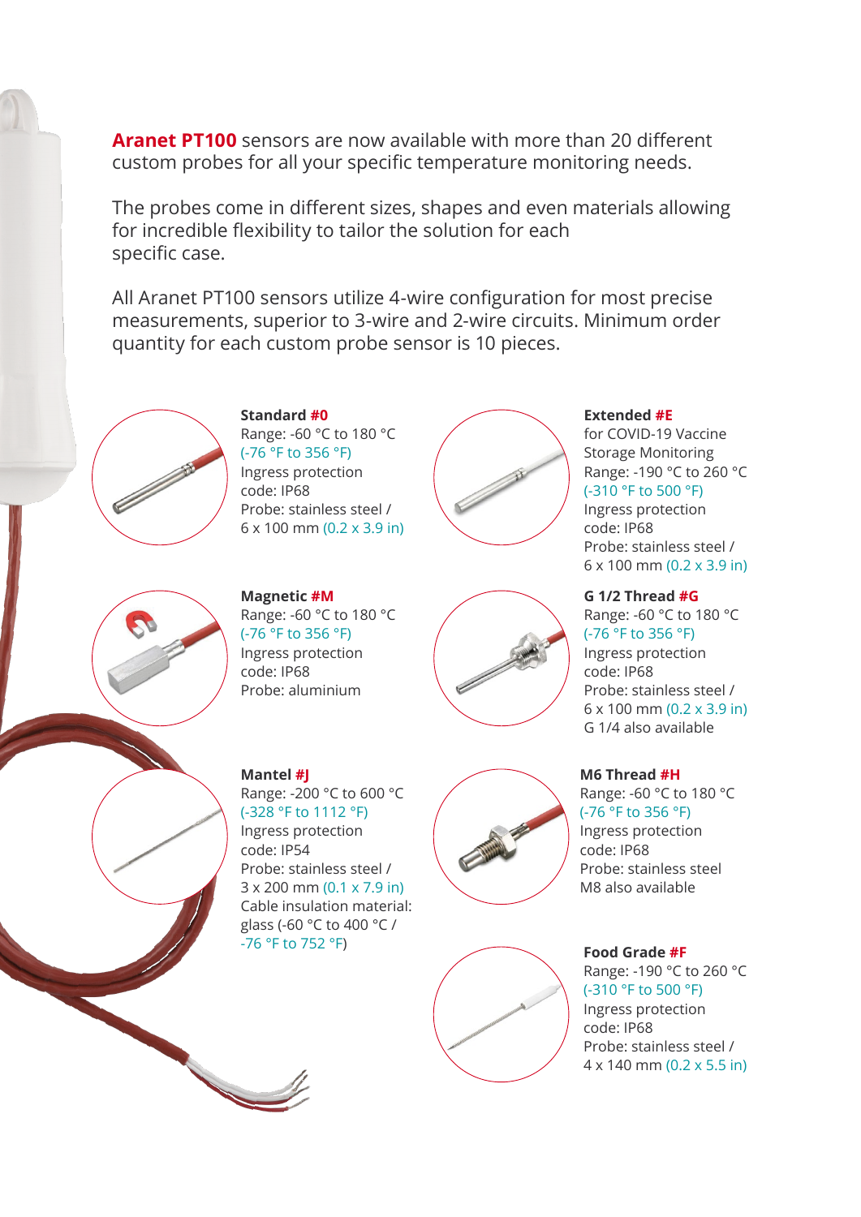**Aranet PT100** sensors are now available with more than 20 different custom probes for all your specific temperature monitoring needs.

The probes come in different sizes, shapes and even materials allowing for incredible flexibility to tailor the solution for each specific case.

All Aranet PT100 sensors utilize 4-wire configuration for most precise measurements, superior to 3-wire and 2-wire circuits. Minimum order quantity for each custom probe sensor is 10 pieces.

**Standard #0**
Range: -60 °C to 180 °C
(-76 °F to 356 °F)
Ingress protection code: IP68
Probe: stainless steel / 6 x 100 mm (0.2 x 3.9 in)

**Extended #E**
for COVID-19 Vaccine Storage Monitoring
Range: -190 °C to 260 °C
(-310 °F to 500 °F)
Ingress protection code: IP68
Probe: stainless steel / 6 x 100 mm (0.2 x 3.9 in)

**Magnetic #M**
Range: -60 °C to 180 °C
(-76 °F to 356 °F)
Ingress protection code: IP68
Probe: aluminium

**G 1/2 Thread #G**
Range: -60 °C to 180 °C
(-76 °F to 356 °F)
Ingress protection code: IP68
Probe: stainless steel / 6 x 100 mm (0.2 x 3.9 in)
G 1/4 also available

**Mantel #J**
Range: -200 °C to 600 °C
(-328 °F to 1112 °F)
Ingress protection code: IP54
Probe: stainless steel / 3 x 200 mm (0.1 x 7.9 in)
Cable insulation material: glass (-60 °C to 400 °C / -76 °F to 752 °F)

**M6 Thread #H**
Range: -60 °C to 180 °C
(-76 °F to 356 °F)
Ingress protection code: IP68
Probe: stainless steel
M8 also available

**Food Grade #F**
Range: -190 °C to 260 °C
(-310 °F to 500 °F)
Ingress protection code: IP68
Probe: stainless steel / 4 x 140 mm (0.2 x 5.5 in)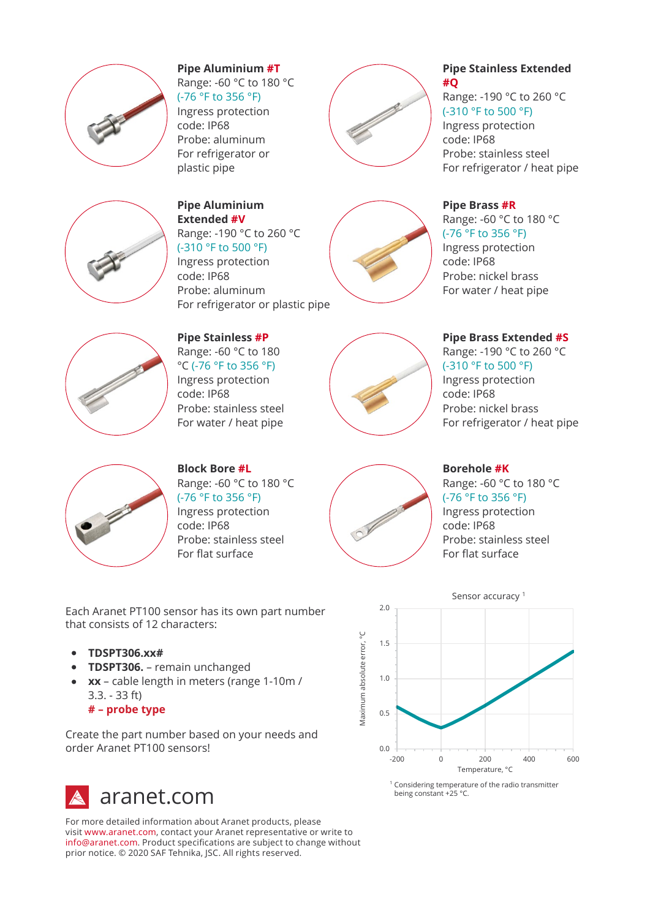**Pipe Aluminium #T**
Range: -60 °C to 180 °C
(-76 °F to 356 °F)
Ingress protection code: IP68
Probe: aluminum
For refrigerator or plastic pipe

**Pipe Stainless Extended #Q**
Range: -190 °C to 260 °C
(-310 °F to 500 °F)
Ingress protection code: IP68
Probe: stainless steel
For refrigerator / heat pipe

**Pipe Aluminium Extended #V**
Range: -190 °C to 260 °C
(-310 °F to 500 °F)
Ingress protection code: IP68
Probe: aluminum
For refrigerator or plastic pipe

**Pipe Brass #R**
Range: -60 °C to 180 °C
(-76 °F to 356 °F)
Ingress protection code: IP68
Probe: nickel brass
For water / heat pipe

**Pipe Stainless #P**
Range: -60 °C to 180 °C (-76 °F to 356 °F)
Ingress protection code: IP68
Probe: stainless steel
For water / heat pipe

**Pipe Brass Extended #S**
Range: -190 °C to 260 °C
(-310 °F to 500 °F)
Ingress protection code: IP68
Probe: nickel brass
For refrigerator / heat pipe

**Block Bore #L**
Range: -60 °C to 180 °C
(-76 °F to 356 °F)
Ingress protection code: IP68
Probe: stainless steel
For flat surface

**Borehole #K**
Range: -60 °C to 180 °C
(-76 °F to 356 °F)
Ingress protection code: IP68
Probe: stainless steel
For flat surface

Each Aranet PT100 sensor has its own part number that consists of 12 characters:

- **TDSPT306.xx#**
- **TDSPT306.** – remain unchanged
- **xx** – cable length in meters (range 1-10m / 3.3. - 33 ft)
  **# – probe type**

Create the part number based on your needs and order Aranet PT100 sensors!

Sensor accuracy [1]

Maximum absolute error, °C

2.0
1.5
1.0
0.5
0.0

-200
0
200
400
600

Temperature, °C

[1] Considering temperature of the radio transmitter being constant +25 °C.

aranet.com

For more detailed information about Aranet products, please visit www.aranet.com, contact your Aranet representative or write to info@aranet.com. Product specifications are subject to change without prior notice. © 2020 SAF Tehnika, JSC. All rights reserved.